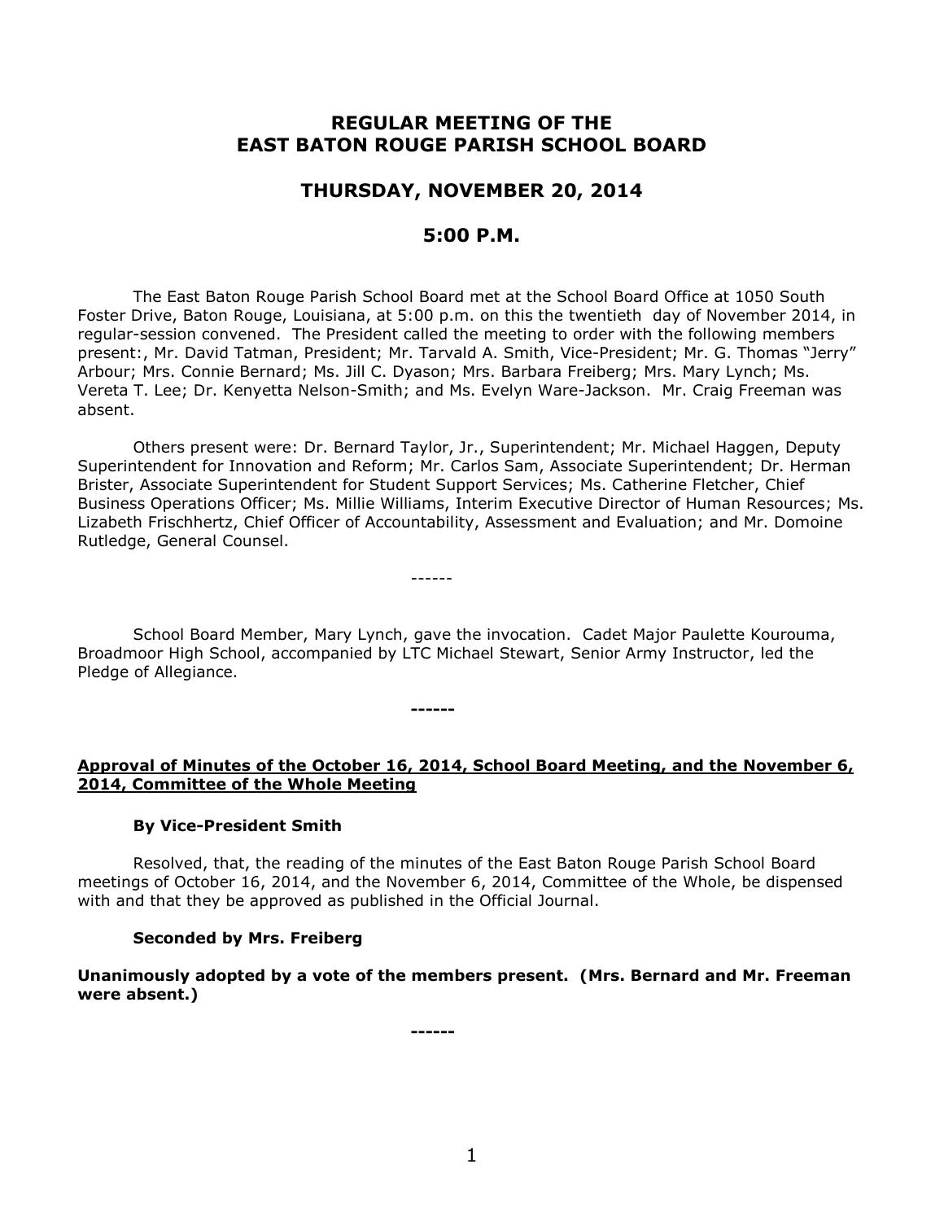# REGULAR MEETING OF THE EAST BATON ROUGE PARISH SCHOOL BOARD

## THURSDAY, NOVEMBER 20, 2014

## 5:00 P.M.

The East Baton Rouge Parish School Board met at the School Board Office at 1050 South Foster Drive, Baton Rouge, Louisiana, at 5:00 p.m. on this the twentieth day of November 2014, in regular-session convened. The President called the meeting to order with the following members present:, Mr. David Tatman, President; Mr. Tarvald A. Smith, Vice-President; Mr. G. Thomas "Jerry" Arbour; Mrs. Connie Bernard; Ms. Jill C. Dyason; Mrs. Barbara Freiberg; Mrs. Mary Lynch; Ms. Vereta T. Lee; Dr. Kenyetta Nelson-Smith; and Ms. Evelyn Ware-Jackson. Mr. Craig Freeman was absent.

Others present were: Dr. Bernard Taylor, Jr., Superintendent; Mr. Michael Haggen, Deputy Superintendent for Innovation and Reform; Mr. Carlos Sam, Associate Superintendent; Dr. Herman Brister, Associate Superintendent for Student Support Services; Ms. Catherine Fletcher, Chief Business Operations Officer; Ms. Millie Williams, Interim Executive Director of Human Resources; Ms. Lizabeth Frischhertz, Chief Officer of Accountability, Assessment and Evaluation; and Mr. Domoine Rutledge, General Counsel.

------

School Board Member, Mary Lynch, gave the invocation. Cadet Major Paulette Kourouma, Broadmoor High School, accompanied by LTC Michael Stewart, Senior Army Instructor, led the Pledge of Allegiance.

**------**

**Approval of Minutes of the October 16, 2014, School Board Meeting, and the November 6, 2014, Committee of the Whole Meeting**

**By Vice-President Smith**

Resolved, that, the reading of the minutes of the East Baton Rouge Parish School Board meetings of October 16, 2014, and the November 6, 2014, Committee of the Whole, be dispensed with and that they be approved as published in the Official Journal.

**Seconded by Mrs. Freiberg**

**Unanimously adopted by a vote of the members present. (Mrs. Bernard and Mr. Freeman were absent.)**

**------**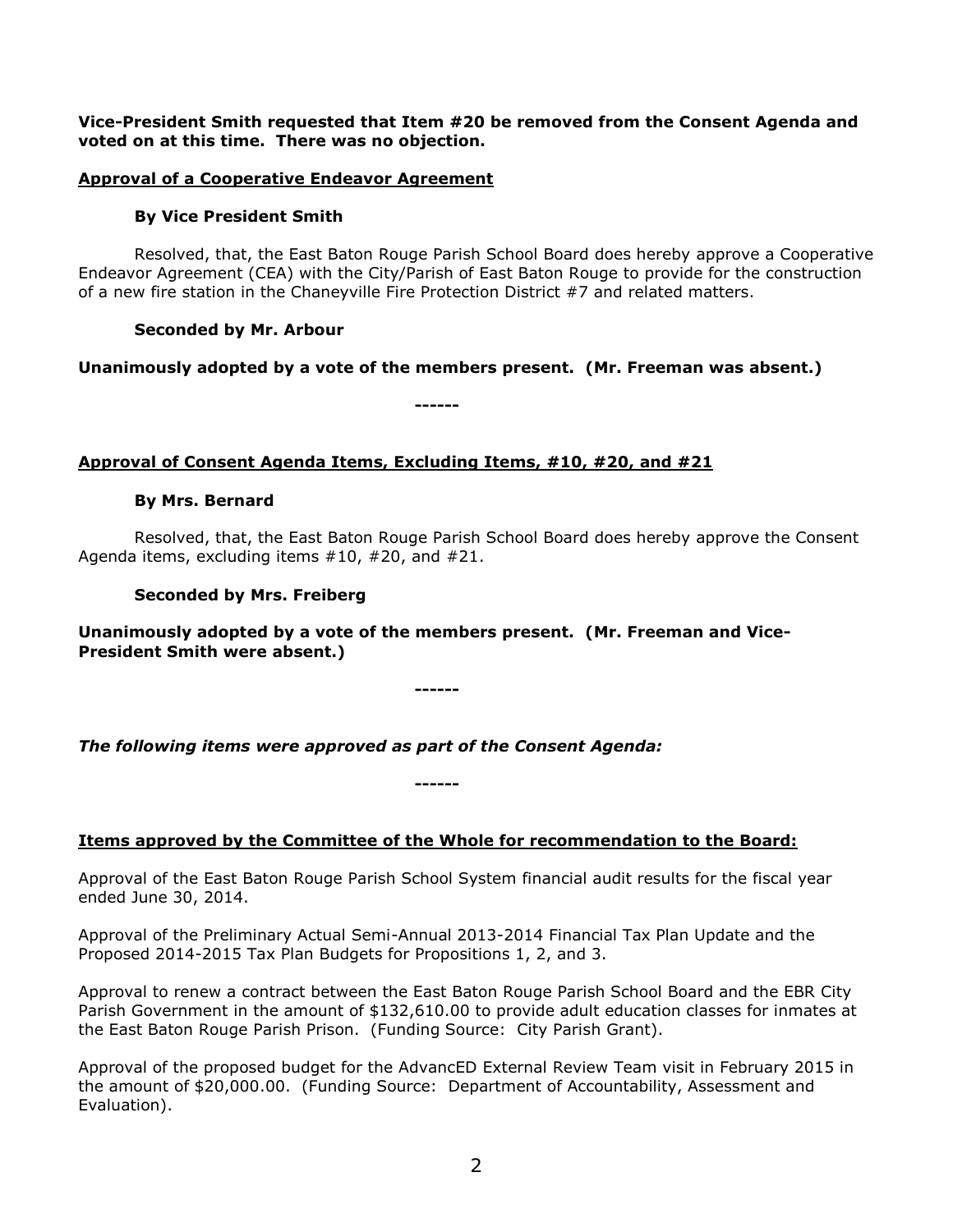**Vice-President Smith requested that Item #20 be removed from the Consent Agenda and voted on at this time. There was no objection.**

**Approval of a Cooperative Endeavor Agreement**

**By Vice President Smith**

Resolved, that, the East Baton Rouge Parish School Board does hereby approve a Cooperative Endeavor Agreement (CEA) with the City/Parish of East Baton Rouge to provide for the construction of a new fire station in the Chaneyville Fire Protection District #7 and related matters.

**Seconded by Mr. Arbour**

**Unanimously adopted by a vote of the members present. (Mr. Freeman was absent.)**

**------**

**Approval of Consent Agenda Items, Excluding Items, #10, #20, and #21**

**By Mrs. Bernard**

Resolved, that, the East Baton Rouge Parish School Board does hereby approve the Consent Agenda items, excluding items #10, #20, and #21.

**Seconded by Mrs. Freiberg**

**Unanimously adopted by a vote of the members present. (Mr. Freeman and Vice-President Smith were absent.)**

**------**

***The following items were approved as part of the Consent Agenda:***

**------**

**Items approved by the Committee of the Whole for recommendation to the Board:**

Approval of the East Baton Rouge Parish School System financial audit results for the fiscal year ended June 30, 2014.

Approval of the Preliminary Actual Semi-Annual 2013-2014 Financial Tax Plan Update and the Proposed 2014-2015 Tax Plan Budgets for Propositions 1, 2, and 3.

Approval to renew a contract between the East Baton Rouge Parish School Board and the EBR City Parish Government in the amount of $132,610.00 to provide adult education classes for inmates at the East Baton Rouge Parish Prison. (Funding Source: City Parish Grant).

Approval of the proposed budget for the AdvancED External Review Team visit in February 2015 in the amount of $20,000.00. (Funding Source: Department of Accountability, Assessment and Evaluation).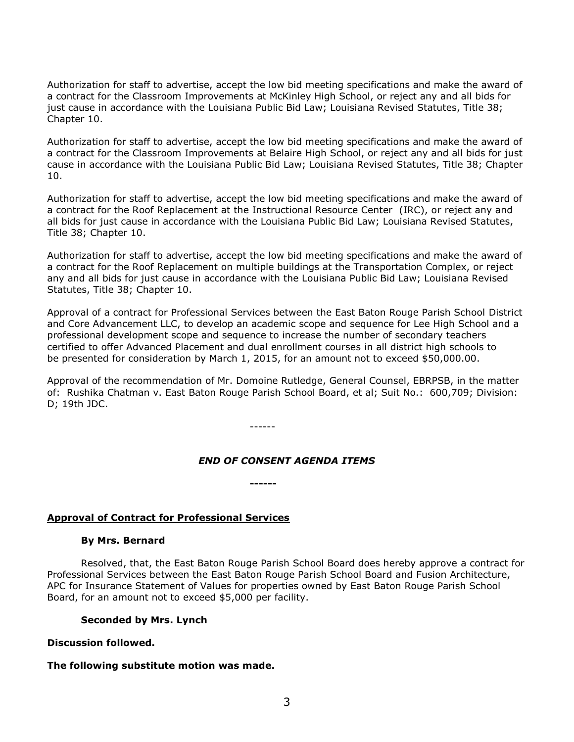Authorization for staff to advertise, accept the low bid meeting specifications and make the award of a contract for the Classroom Improvements at McKinley High School, or reject any and all bids for just cause in accordance with the Louisiana Public Bid Law; Louisiana Revised Statutes, Title 38; Chapter 10.

Authorization for staff to advertise, accept the low bid meeting specifications and make the award of a contract for the Classroom Improvements at Belaire High School, or reject any and all bids for just cause in accordance with the Louisiana Public Bid Law; Louisiana Revised Statutes, Title 38; Chapter 10.

Authorization for staff to advertise, accept the low bid meeting specifications and make the award of a contract for the Roof Replacement at the Instructional Resource Center (IRC), or reject any and all bids for just cause in accordance with the Louisiana Public Bid Law; Louisiana Revised Statutes, Title 38; Chapter 10.

Authorization for staff to advertise, accept the low bid meeting specifications and make the award of a contract for the Roof Replacement on multiple buildings at the Transportation Complex, or reject any and all bids for just cause in accordance with the Louisiana Public Bid Law; Louisiana Revised Statutes, Title 38; Chapter 10.

Approval of a contract for Professional Services between the East Baton Rouge Parish School District and Core Advancement LLC, to develop an academic scope and sequence for Lee High School and a professional development scope and sequence to increase the number of secondary teachers certified to offer Advanced Placement and dual enrollment courses in all district high schools to be presented for consideration by March 1, 2015, for an amount not to exceed $50,000.00.

Approval of the recommendation of Mr. Domoine Rutledge, General Counsel, EBRPSB, in the matter of: Rushika Chatman v. East Baton Rouge Parish School Board, et al; Suit No.: 600,709; Division: D; 19th JDC.

------

***END OF CONSENT AGENDA ITEMS***

**------**

**Approval of Contract for Professional Services**

**By Mrs. Bernard**

Resolved, that, the East Baton Rouge Parish School Board does hereby approve a contract for Professional Services between the East Baton Rouge Parish School Board and Fusion Architecture, APC for Insurance Statement of Values for properties owned by East Baton Rouge Parish School Board, for an amount not to exceed $5,000 per facility.

**Seconded by Mrs. Lynch**

**Discussion followed.**

**The following substitute motion was made.**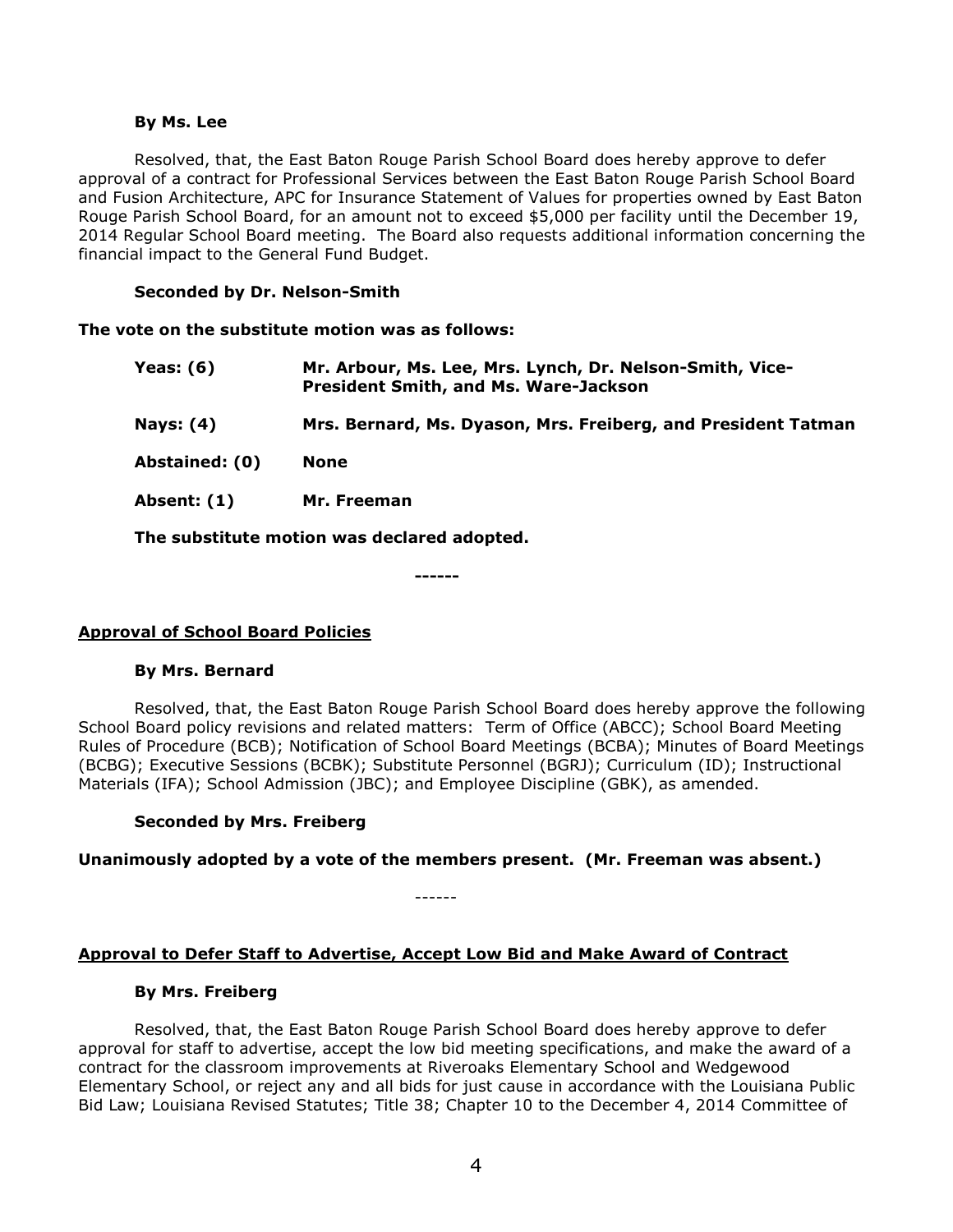**By Ms. Lee**

Resolved, that, the East Baton Rouge Parish School Board does hereby approve to defer approval of a contract for Professional Services between the East Baton Rouge Parish School Board and Fusion Architecture, APC for Insurance Statement of Values for properties owned by East Baton Rouge Parish School Board, for an amount not to exceed $5,000 per facility until the December 19, 2014 Regular School Board meeting. The Board also requests additional information concerning the financial impact to the General Fund Budget.

**Seconded by Dr. Nelson-Smith**

**The vote on the substitute motion was as follows:**

| | |
|---|---|
| **Yeas: (6)** | **Mr. Arbour, Ms. Lee, Mrs. Lynch, Dr. Nelson-Smith, Vice-President Smith, and Ms. Ware-Jackson** |
| **Nays: (4)** | **Mrs. Bernard, Ms. Dyason, Mrs. Freiberg, and President Tatman** |
| **Abstained: (0)** | **None** |
| **Absent: (1)** | **Mr. Freeman** |

**The substitute motion was declared adopted.**

------

## Approval of School Board Policies

**By Mrs. Bernard**

Resolved, that, the East Baton Rouge Parish School Board does hereby approve the following School Board policy revisions and related matters: Term of Office (ABCC); School Board Meeting Rules of Procedure (BCB); Notification of School Board Meetings (BCBA); Minutes of Board Meetings (BCBG); Executive Sessions (BCBK); Substitute Personnel (BGRJ); Curriculum (ID); Instructional Materials (IFA); School Admission (JBC); and Employee Discipline (GBK), as amended.

**Seconded by Mrs. Freiberg**

**Unanimously adopted by a vote of the members present. (Mr. Freeman was absent.)**

------

## Approval to Defer Staff to Advertise, Accept Low Bid and Make Award of Contract

**By Mrs. Freiberg**

Resolved, that, the East Baton Rouge Parish School Board does hereby approve to defer approval for staff to advertise, accept the low bid meeting specifications, and make the award of a contract for the classroom improvements at Riveroaks Elementary School and Wedgewood Elementary School, or reject any and all bids for just cause in accordance with the Louisiana Public Bid Law; Louisiana Revised Statutes; Title 38; Chapter 10 to the December 4, 2014 Committee of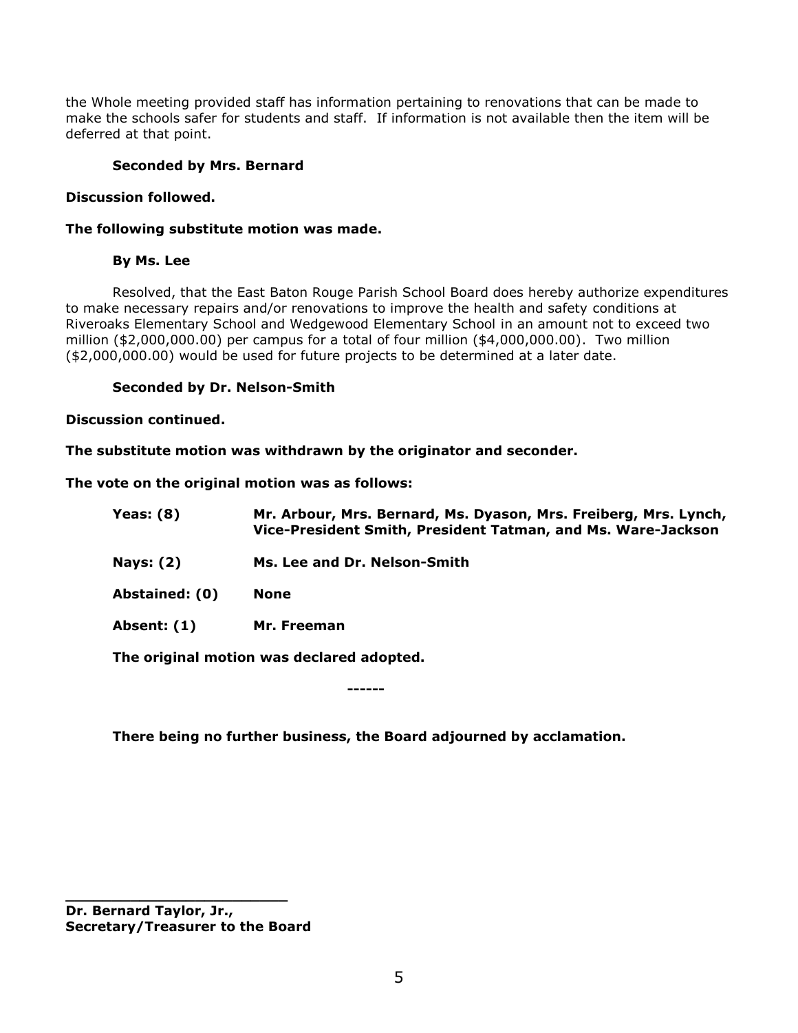the Whole meeting provided staff has information pertaining to renovations that can be made to make the schools safer for students and staff. If information is not available then the item will be deferred at that point.

**Seconded by Mrs. Bernard**

**Discussion followed.**

**The following substitute motion was made.**

**By Ms. Lee**

Resolved, that the East Baton Rouge Parish School Board does hereby authorize expenditures to make necessary repairs and/or renovations to improve the health and safety conditions at Riveroaks Elementary School and Wedgewood Elementary School in an amount not to exceed two million ($2,000,000.00) per campus for a total of four million ($4,000,000.00). Two million ($2,000,000.00) would be used for future projects to be determined at a later date.

**Seconded by Dr. Nelson-Smith**

**Discussion continued.**

**The substitute motion was withdrawn by the originator and seconder.**

**The vote on the original motion was as follows:**

| | |
|---|---|
| **Yeas: (8)** | **Mr. Arbour, Mrs. Bernard, Ms. Dyason, Mrs. Freiberg, Mrs. Lynch, Vice-President Smith, President Tatman, and Ms. Ware-Jackson** |
| **Nays: (2)** | **Ms. Lee and Dr. Nelson-Smith** |
| **Abstained: (0)** | **None** |
| **Absent: (1)** | **Mr. Freeman** |

**The original motion was declared adopted.**

**------**

**There being no further business, the Board adjourned by acclamation.**

**\_\_\_\_\_\_\_\_\_\_\_\_\_\_\_\_\_\_\_\_\_\_\_\_\_\_**

**Dr. Bernard Taylor, Jr.,**
**Secretary/Treasurer to the Board**